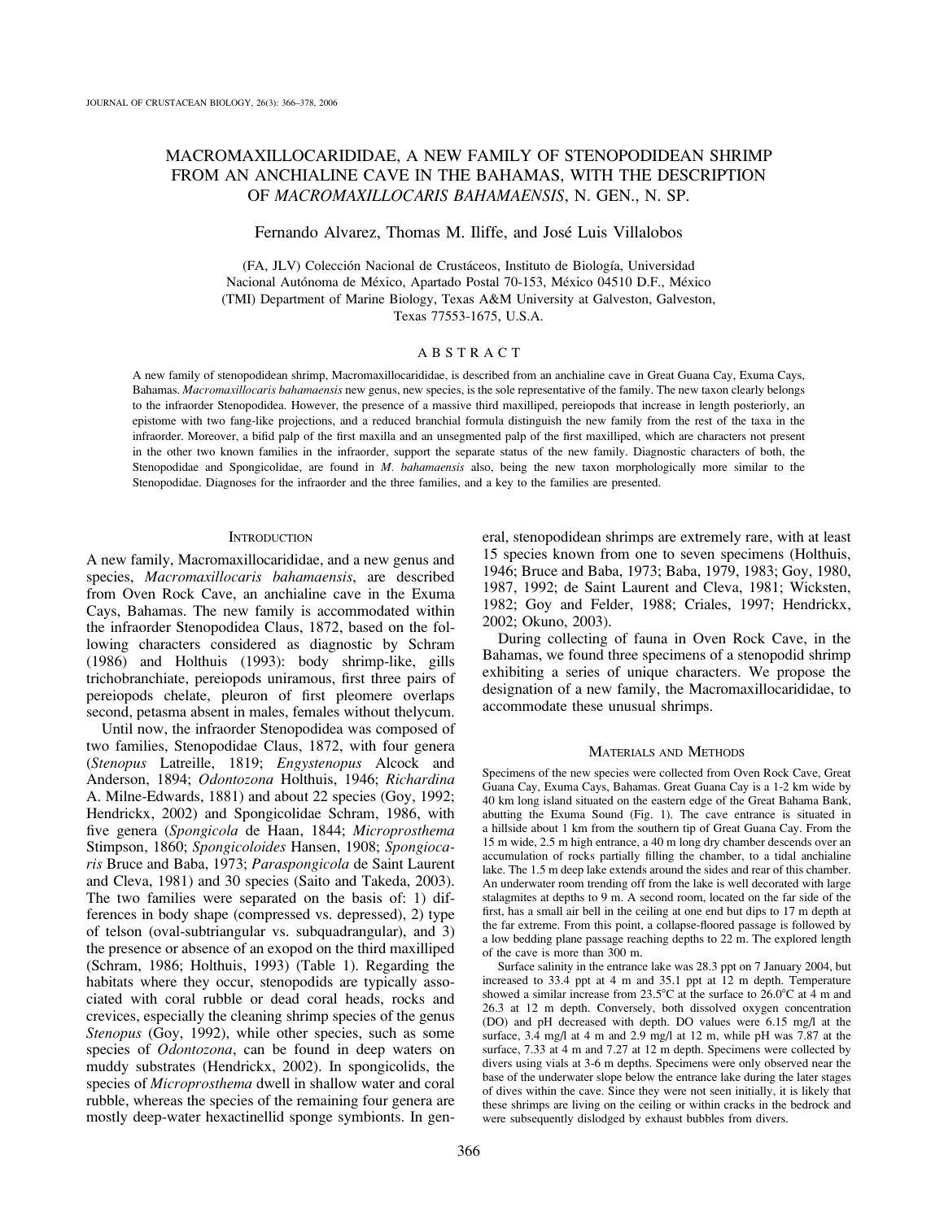# MACROMAXILLOCARIDIDAE, A NEW FAMILY OF STENOPODIDEAN SHRIMP FROM AN ANCHIALINE CAVE IN THE BAHAMAS, WITH THE DESCRIPTION OF *MACROMAXILLOCARIS BAHAMAENSIS*, N. GEN., N. SP.

Fernando Alvarez, Thomas M. Iliffe, and José Luis Villalobos

(FA, JLV) Colección Nacional de Crustáceos, Instituto de Biología, Universidad Nacional Autónoma de México, Apartado Postal 70-153, México 04510 D.F., México
(TMI) Department of Marine Biology, Texas A&M University at Galveston, Galveston, Texas 77553-1675, U.S.A.

## ABSTRACT

A new family of stenopodidean shrimp, Macromaxillocarididae, is described from an anchialine cave in Great Guana Cay, Exuma Cays, Bahamas. *Macromaxillocaris bahamaensis* new genus, new species, is the sole representative of the family. The new taxon clearly belongs to the infraorder Stenopodidea. However, the presence of a massive third maxilliped, pereiopods that increase in length posteriorly, an epistome with two fang-like projections, and a reduced branchial formula distinguish the new family from the rest of the taxa in the infraorder. Moreover, a bifid palp of the first maxilla and an unsegmented palp of the first maxilliped, which are characters not present in the other two known families in the infraorder, support the separate status of the new family. Diagnostic characters of both, the Stenopodidae and Spongicolidae, are found in *M. bahamaensis* also, being the new taxon morphologically more similar to the Stenopodidae. Diagnoses for the infraorder and the three families, and a key to the families are presented.

## Introduction

A new family, Macromaxillocarididae, and a new genus and species, *Macromaxillocaris bahamaensis*, are described from Oven Rock Cave, an anchialine cave in the Exuma Cays, Bahamas. The new family is accommodated within the infraorder Stenopodidea Claus, 1872, based on the following characters considered as diagnostic by Schram (1986) and Holthuis (1993): body shrimp-like, gills trichobranchiate, pereiopods uniramous, first three pairs of pereiopods chelate, pleuron of first pleomere overlaps second, petasma absent in males, females without thelycum.

Until now, the infraorder Stenopodidea was composed of two families, Stenopodidae Claus, 1872, with four genera (*Stenopus* Latreille, 1819; *Engystenopus* Alcock and Anderson, 1894; *Odontozona* Holthuis, 1946; *Richardina* A. Milne-Edwards, 1881) and about 22 species (Goy, 1992; Hendrickx, 2002) and Spongicolidae Schram, 1986, with five genera (*Spongicola* de Haan, 1844; *Microprosthema* Stimpson, 1860; *Spongicoloides* Hansen, 1908; *Spongicoaris* Bruce and Baba, 1973; *Paraspongicola* de Saint Laurent and Cleva, 1981) and 30 species (Saito and Takeda, 2003). The two families were separated on the basis of: 1) differences in body shape (compressed vs. depressed), 2) type of telson (oval-subtriangular vs. subquadrangular), and 3) the presence or absence of an exopod on the third maxilliped (Schram, 1986; Holthuis, 1993) (Table 1). Regarding the habitats where they occur, stenopodids are typically associated with coral rubble or dead coral heads, rocks and crevices, especially the cleaning shrimp species of the genus *Stenopus* (Goy, 1992), while other species, such as some species of *Odontozona*, can be found in deep waters on muddy substrates (Hendrickx, 2002). In spongicolids, the species of *Microprosthema* dwell in shallow water and coral rubble, whereas the species of the remaining four genera are mostly deep-water hexactinellid sponge symbionts. In general, stenopodidean shrimps are extremely rare, with at least 15 species known from one to seven specimens (Holthuis, 1946; Bruce and Baba, 1973; Baba, 1979, 1983; Goy, 1980, 1987, 1992; de Saint Laurent and Cleva, 1981; Wicksten, 1982; Goy and Felder, 1988; Criales, 1997; Hendrickx, 2002; Okuno, 2003).

During collecting of fauna in Oven Rock Cave, in the Bahamas, we found three specimens of a stenopodid shrimp exhibiting a series of unique characters. We propose the designation of a new family, the Macromaxillocarididae, to accommodate these unusual shrimps.

## Materials and Methods

Specimens of the new species were collected from Oven Rock Cave, Great Guana Cay, Exuma Cays, Bahamas. Great Guana Cay is a 1-2 km wide by 40 km long island situated on the eastern edge of the Great Bahama Bank, abutting the Exuma Sound (Fig. 1). The cave entrance is situated in a hillside about 1 km from the southern tip of Great Guana Cay. From the 15 m wide, 2.5 m high entrance, a 40 m long dry chamber descends over an accumulation of rocks partially filling the chamber, to a tidal anchialine lake. The 1.5 m deep lake extends around the sides and rear of this chamber. An underwater room trending off from the lake is well decorated with large stalagmites at depths to 9 m. A second room, located on the far side of the first, has a small air bell in the ceiling at one end but dips to 17 m depth at the far extreme. From this point, a collapse-floored passage is followed by a low bedding plane passage reaching depths to 22 m. The explored length of the cave is more than 300 m.

Surface salinity in the entrance lake was 28.3 ppt on 7 January 2004, but increased to 33.4 ppt at 4 m and 35.1 ppt at 12 m depth. Temperature showed a similar increase from 23.5°C at the surface to 26.0°C at 4 m and 26.3 at 12 m depth. Conversely, both dissolved oxygen concentration (DO) and pH decreased with depth. DO values were 6.15 mg/l at the surface, 3.4 mg/l at 4 m and 2.9 mg/l at 12 m, while pH was 7.87 at the surface, 7.33 at 4 m and 7.27 at 12 m depth. Specimens were collected by divers using vials at 3-6 m depths. Specimens were only observed near the base of the underwater slope below the entrance lake during the later stages of dives within the cave. Since they were not seen initially, it is likely that these shrimps are living on the ceiling or within cracks in the bedrock and were subsequently dislodged by exhaust bubbles from divers.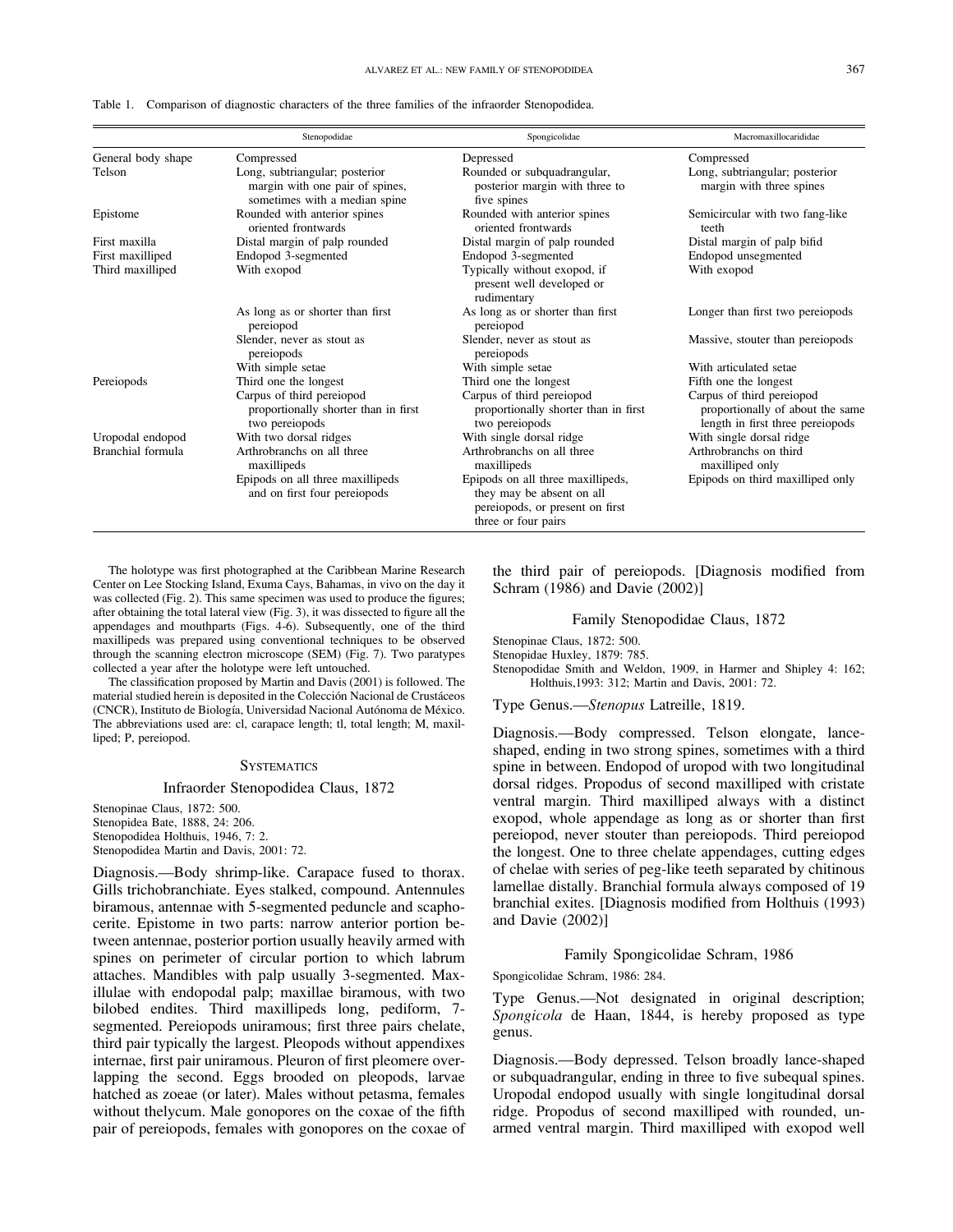Table 1. Comparison of diagnostic characters of the three families of the infraorder Stenopodidea.

| | Stenopodidae | Spongicolidae | Macromaxillocarididae |
|---|---|---|---|
| General body shape | Compressed | Depressed | Compressed |
| Telson | Long, subtriangular; posterior margin with one pair of spines, sometimes with a median spine | Rounded or subquadrangular, posterior margin with three to five spines | Long, subtriangular; posterior margin with three spines |
| Epistome | Rounded with anterior spines oriented frontwards | Rounded with anterior spines oriented frontwards | Semicircular with two fang-like teeth |
| First maxilla | Distal margin of palp rounded | Distal margin of palp rounded | Distal margin of palp bifid |
| First maxilliped | Endopod 3-segmented | Endopod 3-segmented | Endopod unsegmented |
| Third maxilliped | With exopod | Typically without exopod, if present well developed or rudimentary | With exopod |
| | As long as or shorter than first pereiopod | As long as or shorter than first pereiopod | Longer than first two pereiopods |
| | Slender, never as stout as pereiopods | Slender, never as stout as pereiopods | Massive, stouter than pereiopods |
| | With simple setae | With simple setae | With articulated setae |
| Pereiopods | Third one the longest | Third one the longest | Fifth one the longest |
| | Carpus of third pereiopod proportionally shorter than in first two pereiopods | Carpus of third pereiopod proportionally shorter than in first two pereiopods | Carpus of third pereiopod proportionally of about the same length in first three pereiopods |
| Uropodal endopod | With two dorsal ridges | With single dorsal ridge | With single dorsal ridge |
| Branchial formula | Arthrobranchs on all three maxillipeds | Arthrobranchs on all three maxillipeds | Arthrobranchs on third maxilliped only |
| | Epipods on all three maxillipeds and on first four pereiopods | Epipods on all three maxillipeds, they may be absent on all pereiopods, or present on first three or four pairs | Epipods on third maxilliped only |

The holotype was first photographed at the Caribbean Marine Research Center on Lee Stocking Island, Exuma Cays, Bahamas, in vivo on the day it was collected (Fig. 2). This same specimen was used to produce the figures; after obtaining the total lateral view (Fig. 3), it was dissected to figure all the appendages and mouthparts (Figs. 4-6). Subsequently, one of the third maxillipeds was prepared using conventional techniques to be observed through the scanning electron microscope (SEM) (Fig. 7). Two paratypes collected a year after the holotype were left untouched.

The classification proposed by Martin and Davis (2001) is followed. The material studied herein is deposited in the Colección Nacional de Crustáceos (CNCR), Instituto de Biología, Universidad Nacional Autónoma de México. The abbreviations used are: cl, carapace length; tl, total length; M, maxilliped; P, pereiopod.

## Systematics

### Infraorder Stenopodidea Claus, 1872

Stenopinae Claus, 1872: 500.
Stenopidea Bate, 1888, 24: 206.
Stenopodidea Holthuis, 1946, 7: 2.
Stenopodidea Martin and Davis, 2001: 72.

Diagnosis.—Body shrimp-like. Carapace fused to thorax. Gills trichobranchiate. Eyes stalked, compound. Antennules biramous, antennae with 5-segmented peduncle and scaphocerite. Epistome in two parts: narrow anterior portion between antennae, posterior portion usually heavily armed with spines on perimeter of circular portion to which labrum attaches. Mandibles with palp usually 3-segmented. Maxillulae with endopodal palp; maxillae biramous, with two bilobed endites. Third maxillipeds long, pediform, 7-segmented. Pereiopods uniramous; first three pairs chelate, third pair typically the largest. Pleopods without appendixes internae, first pair uniramous. Pleuron of first pleomere overlapping the second. Eggs brooded on pleopods, larvae hatched as zoeae (or later). Males without petasma, females without thelycum. Male gonopores on the coxae of the fifth pair of pereiopods, females with gonopores on the coxae of the third pair of pereiopods. [Diagnosis modified from Schram (1986) and Davie (2002)]

### Family Stenopodidae Claus, 1872

Stenopinae Claus, 1872: 500.
Stenopidae Huxley, 1879: 785.
Stenopodidae Smith and Weldon, 1909, in Harmer and Shipley 4: 162; Holthuis,1993: 312; Martin and Davis, 2001: 72.

Type Genus.—*Stenopus* Latreille, 1819.

Diagnosis.—Body compressed. Telson elongate, lance-shaped, ending in two strong spines, sometimes with a third spine in between. Endopod of uropod with two longitudinal dorsal ridges. Propodus of second maxilliped with cristate ventral margin. Third maxilliped always with a distinct exopod, whole appendage as long as or shorter than first pereiopod, never stouter than pereiopods. Third pereiopod the longest. One to three chelate appendages, cutting edges of chelae with series of peg-like teeth separated by chitinous lamellae distally. Branchial formula always composed of 19 branchial exites. [Diagnosis modified from Holthuis (1993) and Davie (2002)]

### Family Spongicolidae Schram, 1986

Spongicolidae Schram, 1986: 284.

Type Genus.—Not designated in original description; *Spongicola* de Haan, 1844, is hereby proposed as type genus.

Diagnosis.—Body depressed. Telson broadly lance-shaped or subquadrangular, ending in three to five subequal spines. Uropodal endopod usually with single longitudinal dorsal ridge. Propodus of second maxilliped with rounded, unarmed ventral margin. Third maxilliped with exopod well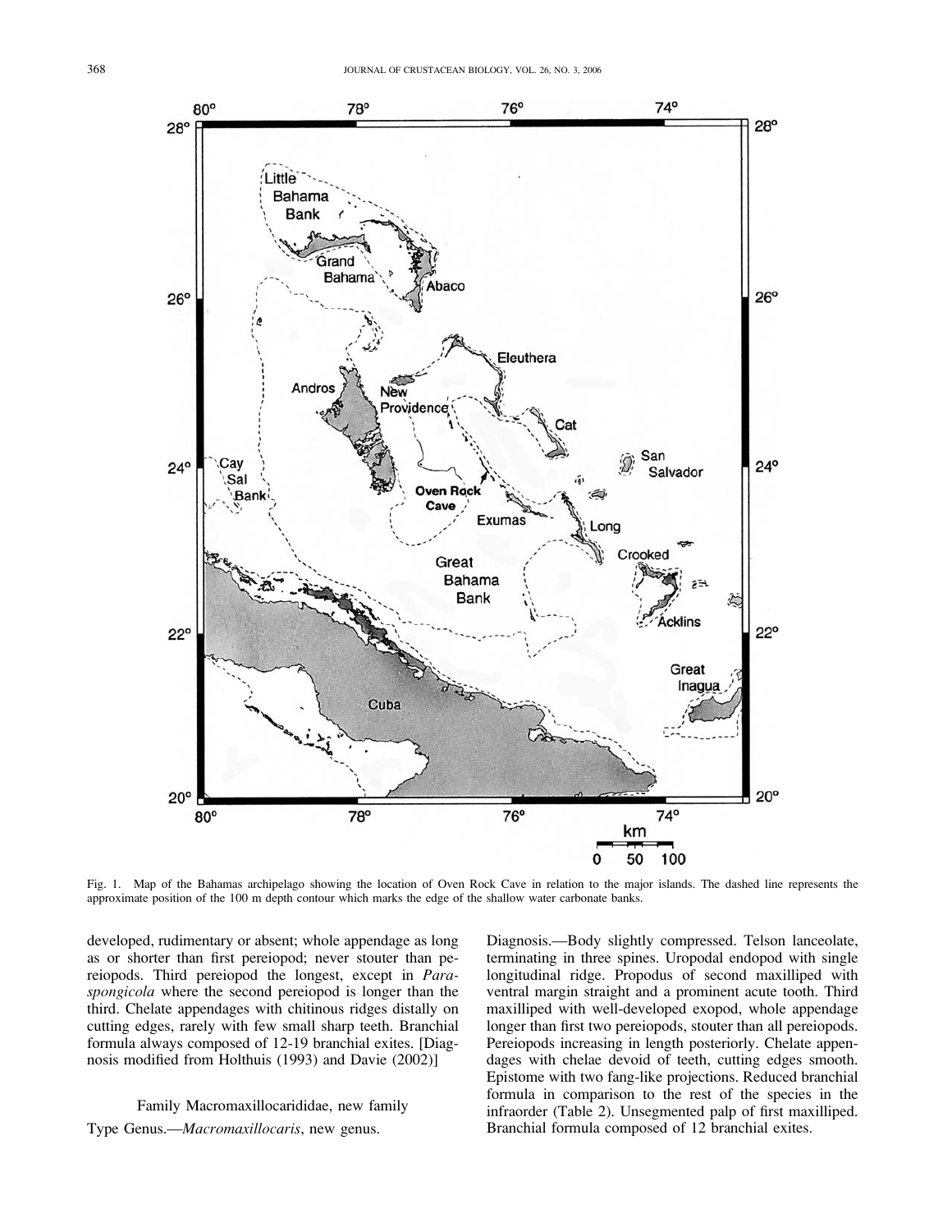Fig. 1. Map of the Bahamas archipelago showing the location of Oven Rock Cave in relation to the major islands. The dashed line represents the approximate position of the 100 m depth contour which marks the edge of the shallow water carbonate banks.

developed, rudimentary or absent; whole appendage as long as or shorter than first pereiopod; never stouter than pereiopods. Third pereiopod the longest, except in *Paraspongicola* where the second pereiopod is longer than the third. Chelate appendages with chitinous ridges distally on cutting edges, rarely with few small sharp teeth. Branchial formula always composed of 12-19 branchial exites. [Diagnosis modified from Holthuis (1993) and Davie (2002)]

Family Macromaxillocarididae, new family

Type Genus.—*Macromaxillocaris*, new genus.

Diagnosis.—Body slightly compressed. Telson lanceolate, terminating in three spines. Uropodal endopod with single longitudinal ridge. Propodus of second maxilliped with ventral margin straight and a prominent acute tooth. Third maxilliped with well-developed exopod, whole appendage longer than first two pereiopods, stouter than all pereiopods. Pereiopods increasing in length posteriorly. Chelate appendages with chelae devoid of teeth, cutting edges smooth. Epistome with two fang-like projections. Reduced branchial formula in comparison to the rest of the species in the infraorder (Table 2). Unsegmented palp of first maxilliped. Branchial formula composed of 12 branchial exites.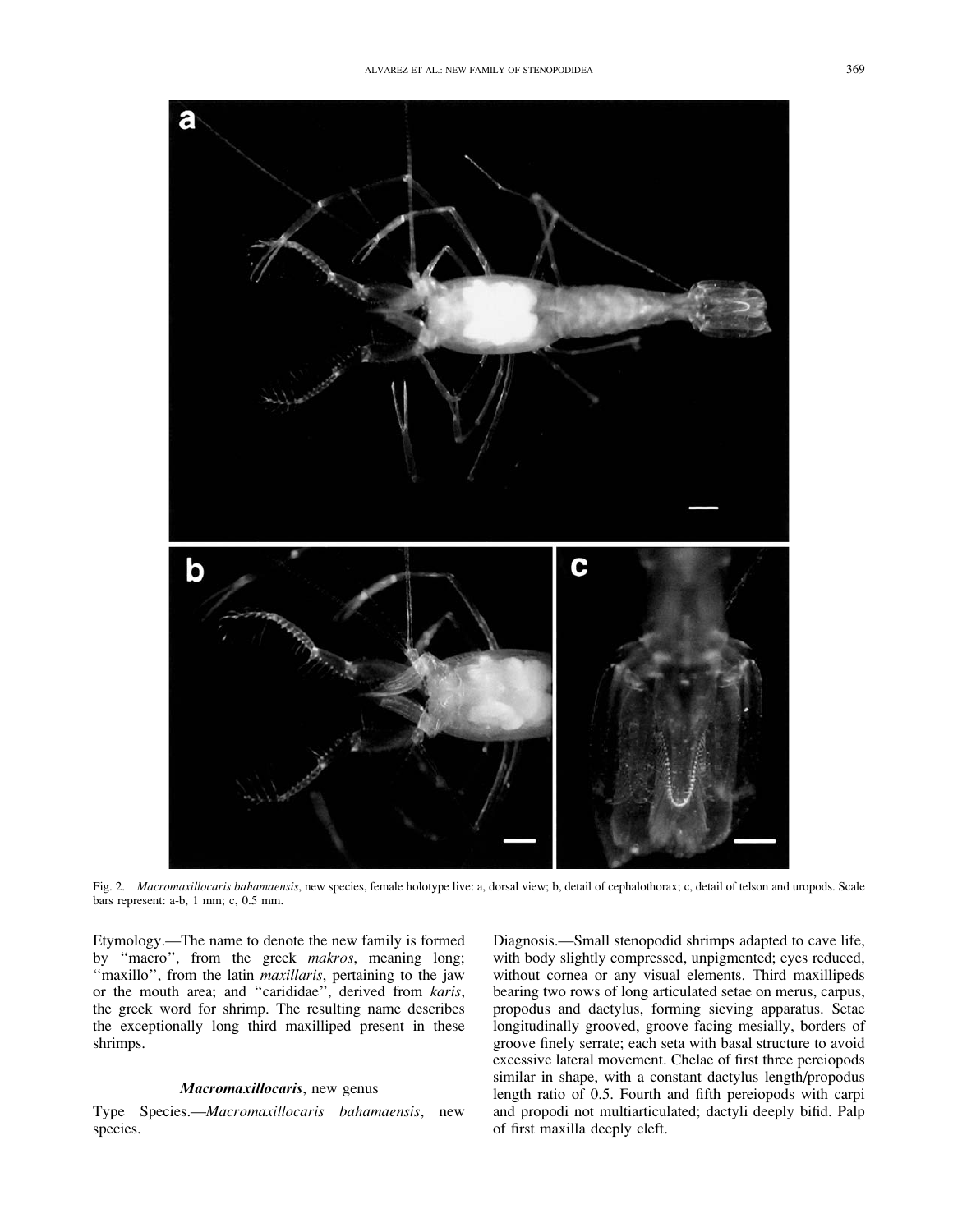Fig. 2. *Macromaxillocaris bahamaensis*, new species, female holotype live: a, dorsal view; b, detail of cephalothorax; c, detail of telson and uropods. Scale bars represent: a-b, 1 mm; c, 0.5 mm.

Etymology.—The name to denote the new family is formed by "macro", from the greek *makros*, meaning long; "maxillo", from the latin *maxillaris*, pertaining to the jaw or the mouth area; and "carididae", derived from *karis*, the greek word for shrimp. The resulting name describes the exceptionally long third maxilliped present in these shrimps.

### *Macromaxillocaris*, new genus

Type Species.—*Macromaxillocaris bahamaensis*, new species.

Diagnosis.—Small stenopodid shrimps adapted to cave life, with body slightly compressed, unpigmented; eyes reduced, without cornea or any visual elements. Third maxillipeds bearing two rows of long articulated setae on merus, carpus, propodus and dactylus, forming sieving apparatus. Setae longitudinally grooved, groove facing mesially, borders of groove finely serrate; each seta with basal structure to avoid excessive lateral movement. Chelae of first three pereiopods similar in shape, with a constant dactylus length/propodus length ratio of 0.5. Fourth and fifth pereiopods with carpi and propodi not multiarticulated; dactyli deeply bifid. Palp of first maxilla deeply cleft.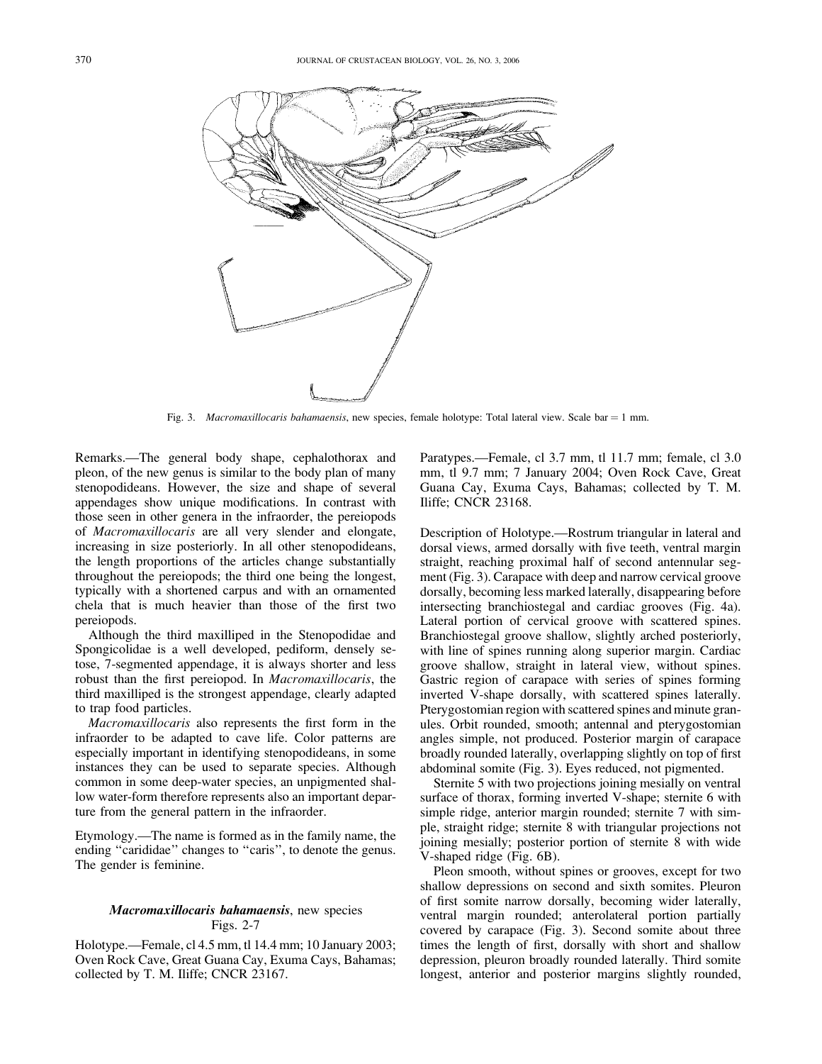Fig. 3. *Macromaxillocaris bahamaensis*, new species, female holotype: Total lateral view. Scale bar = 1 mm.

Remarks.—The general body shape, cephalothorax and pleon, of the new genus is similar to the body plan of many stenopodideans. However, the size and shape of several appendages show unique modifications. In contrast with those seen in other genera in the infraorder, the pereiopods of *Macromaxillocaris* are all very slender and elongate, increasing in size posteriorly. In all other stenopodideans, the length proportions of the articles change substantially throughout the pereiopods; the third one being the longest, typically with a shortened carpus and with an ornamented chela that is much heavier than those of the first two pereiopods.

Although the third maxilliped in the Stenopodidae and Spongicolidae is a well developed, pediform, densely setose, 7-segmented appendage, it is always shorter and less robust than the first pereiopod. In *Macromaxillocaris*, the third maxilliped is the strongest appendage, clearly adapted to trap food particles.

*Macromaxillocaris* also represents the first form in the infraorder to be adapted to cave life. Color patterns are especially important in identifying stenopodideans, in some instances they can be used to separate species. Although common in some deep-water species, an unpigmented shallow water-form therefore represents also an important departure from the general pattern in the infraorder.

Etymology.—The name is formed as in the family name, the ending ''carididae'' changes to ''caris'', to denote the genus. The gender is feminine.

### *Macromaxillocaris bahamaensis*, new species
Figs. 2-7

Holotype.—Female, cl 4.5 mm, tl 14.4 mm; 10 January 2003; Oven Rock Cave, Great Guana Cay, Exuma Cays, Bahamas; collected by T. M. Iliffe; CNCR 23167.

Paratypes.—Female, cl 3.7 mm, tl 11.7 mm; female, cl 3.0 mm, tl 9.7 mm; 7 January 2004; Oven Rock Cave, Great Guana Cay, Exuma Cays, Bahamas; collected by T. M. Iliffe; CNCR 23168.

Description of Holotype.—Rostrum triangular in lateral and dorsal views, armed dorsally with five teeth, ventral margin straight, reaching proximal half of second antennular segment (Fig. 3). Carapace with deep and narrow cervical groove dorsally, becoming less marked laterally, disappearing before intersecting branchiostegal and cardiac grooves (Fig. 4a). Lateral portion of cervical groove with scattered spines. Branchiostegal groove shallow, slightly arched posteriorly, with line of spines running along superior margin. Cardiac groove shallow, straight in lateral view, without spines. Gastric region of carapace with series of spines forming inverted V-shape dorsally, with scattered spines laterally. Pterygostomian region with scattered spines and minute granules. Orbit rounded, smooth; antennal and pterygostomian angles simple, not produced. Posterior margin of carapace broadly rounded laterally, overlapping slightly on top of first abdominal somite (Fig. 3). Eyes reduced, not pigmented.

Sternite 5 with two projections joining mesially on ventral surface of thorax, forming inverted V-shape; sternite 6 with simple ridge, anterior margin rounded; sternite 7 with simple, straight ridge; sternite 8 with triangular projections not joining mesially; posterior portion of sternite 8 with wide V-shaped ridge (Fig. 6B).

Pleon smooth, without spines or grooves, except for two shallow depressions on second and sixth somites. Pleuron of first somite narrow dorsally, becoming wider laterally, ventral margin rounded; anterolateral portion partially covered by carapace (Fig. 3). Second somite about three times the length of first, dorsally with short and shallow depression, pleuron broadly rounded laterally. Third somite longest, anterior and posterior margins slightly rounded,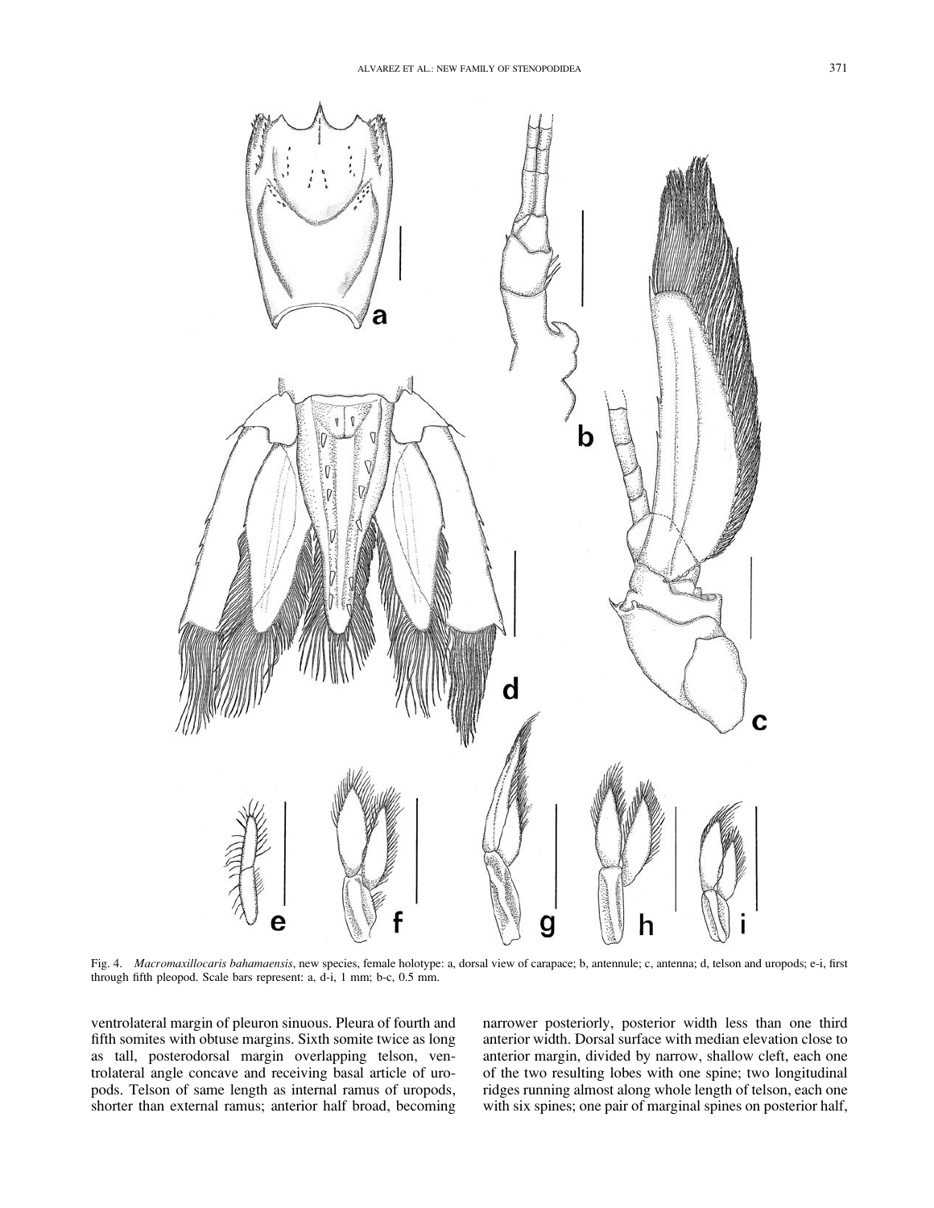Fig. 4. *Macromaxillocaris bahamaensis*, new species, female holotype: a, dorsal view of carapace; b, antennule; c, antenna; d, telson and uropods; e-i, first through fifth pleopod. Scale bars represent: a, d-i, 1 mm; b-c, 0.5 mm.

ventrolateral margin of pleuron sinuous. Pleura of fourth and fifth somites with obtuse margins. Sixth somite twice as long as tall, posterodorsal margin overlapping telson, ventrolateral angle concave and receiving basal article of uropods. Telson of same length as internal ramus of uropods, shorter than external ramus; anterior half broad, becoming narrower posteriorly, posterior width less than one third anterior width. Dorsal surface with median elevation close to anterior margin, divided by narrow, shallow cleft, each one of the two resulting lobes with one spine; two longitudinal ridges running almost along whole length of telson, each one with six spines; one pair of marginal spines on posterior half,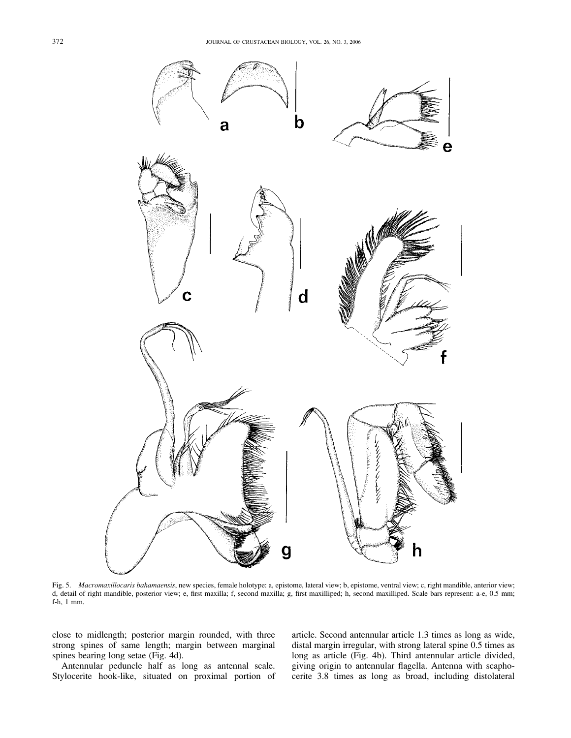Fig. 5. *Macromaxillocaris bahamaensis*, new species, female holotype: a, epistome, lateral view; b, epistome, ventral view; c, right mandible, anterior view; d, detail of right mandible, posterior view; e, first maxilla; f, second maxilla; g, first maxilliped; h, second maxilliped. Scale bars represent: a-e, 0.5 mm; f-h, 1 mm.

close to midlength; posterior margin rounded, with three strong spines of same length; margin between marginal spines bearing long setae (Fig. 4d).

Antennular peduncle half as long as antennal scale. Stylocerite hook-like, situated on proximal portion of article. Second antennular article 1.3 times as long as wide, distal margin irregular, with strong lateral spine 0.5 times as long as article (Fig. 4b). Third antennular article divided, giving origin to antennular flagella. Antenna with scaphocerite 3.8 times as long as broad, including distolateral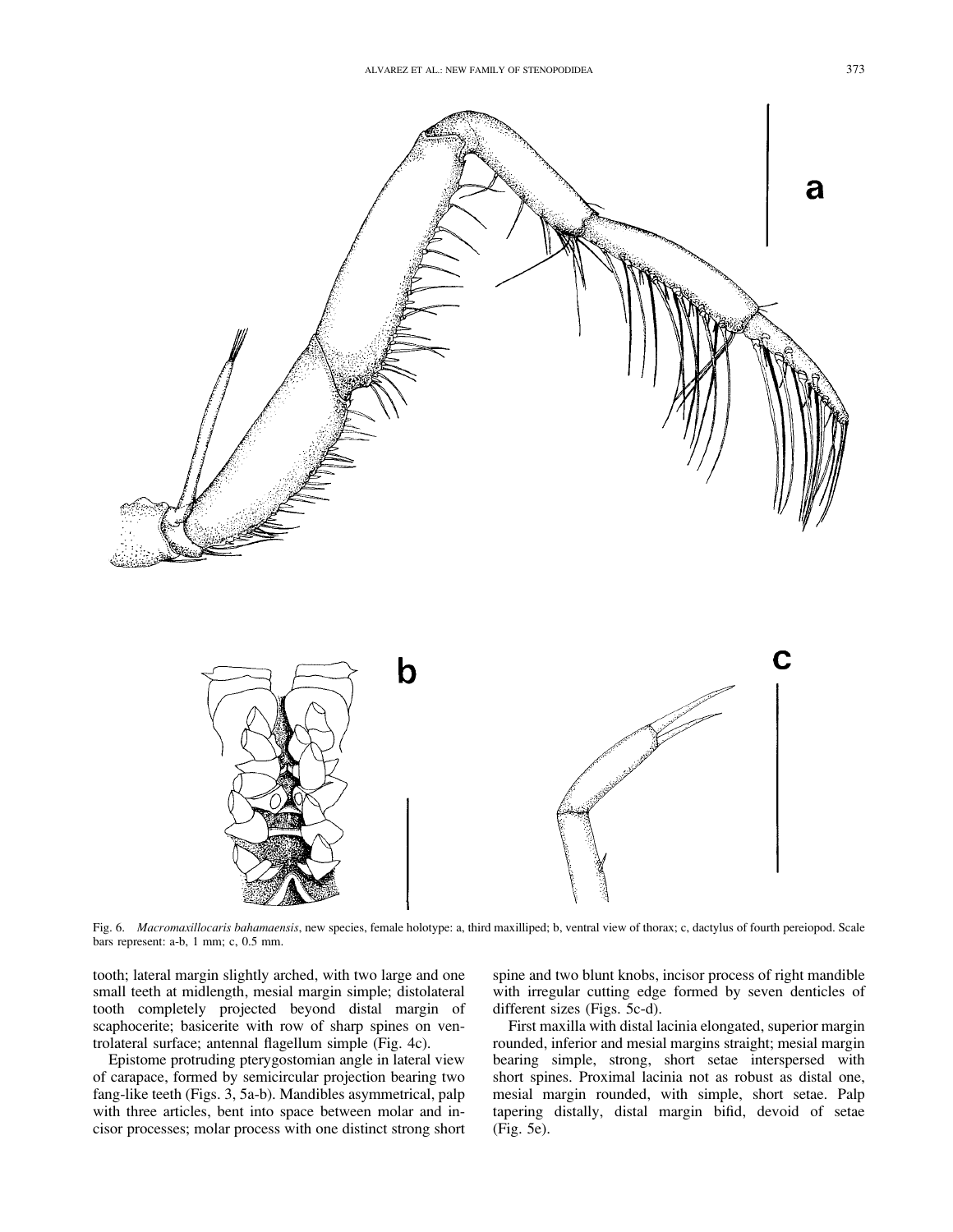Fig. 6. *Macromaxillocaris bahamaensis*, new species, female holotype: a, third maxilliped; b, ventral view of thorax; c, dactylus of fourth pereiopod. Scale bars represent: a-b, 1 mm; c, 0.5 mm.

tooth; lateral margin slightly arched, with two large and one small teeth at midlength, mesial margin simple; distolateral tooth completely projected beyond distal margin of scaphocerite; basicerite with row of sharp spines on ventrolateral surface; antennal flagellum simple (Fig. 4c).

Epistome protruding pterygostomian angle in lateral view of carapace, formed by semicircular projection bearing two fang-like teeth (Figs. 3, 5a-b). Mandibles asymmetrical, palp with three articles, bent into space between molar and incisor processes; molar process with one distinct strong short spine and two blunt knobs, incisor process of right mandible with irregular cutting edge formed by seven denticles of different sizes (Figs. 5c-d).

First maxilla with distal lacinia elongated, superior margin rounded, inferior and mesial margins straight; mesial margin bearing simple, strong, short setae interspersed with short spines. Proximal lacinia not as robust as distal one, mesial margin rounded, with simple, short setae. Palp tapering distally, distal margin bifid, devoid of setae (Fig. 5e).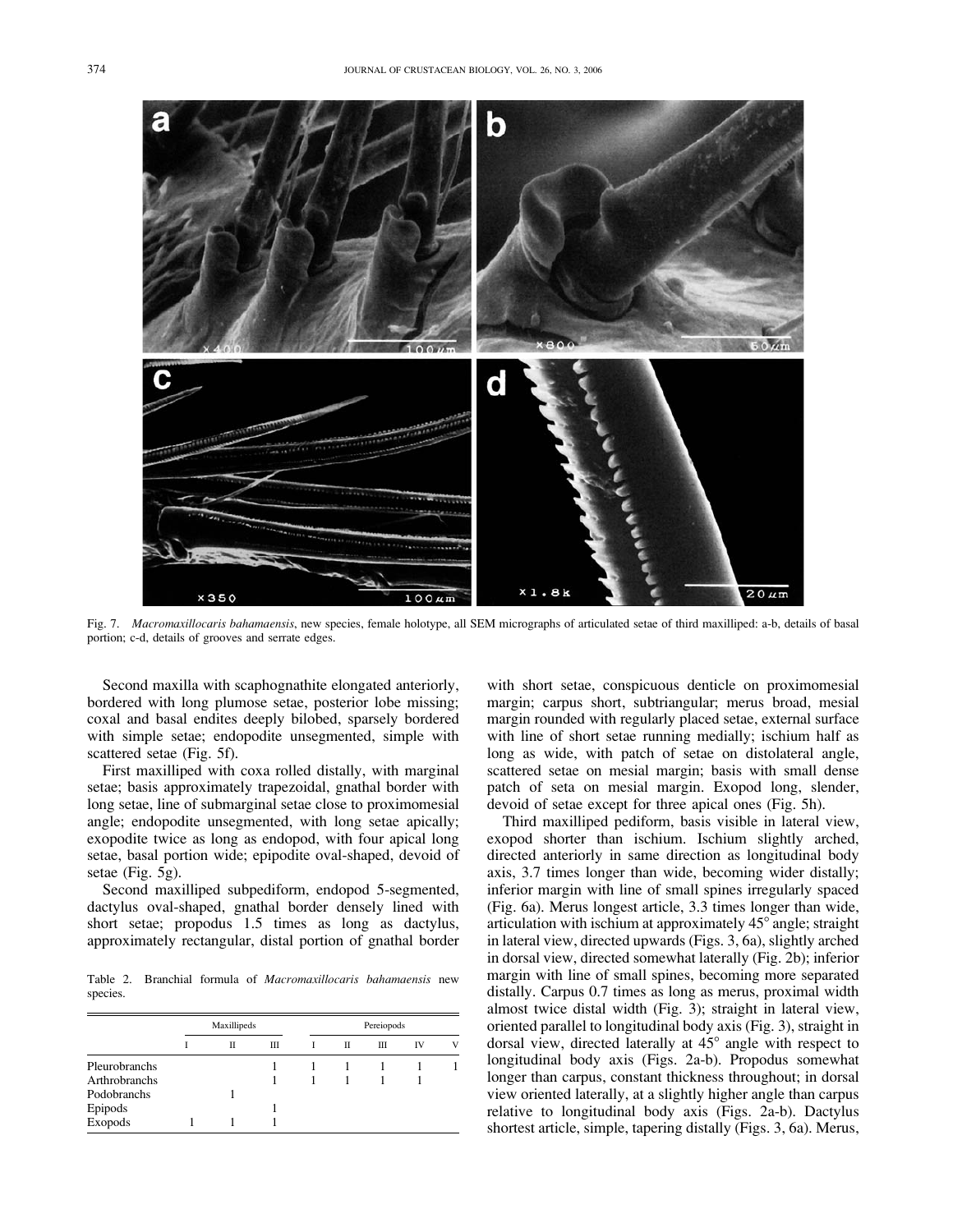Fig. 7. *Macromaxillocaris bahamaensis*, new species, female holotype, all SEM micrographs of articulated setae of third maxilliped: a-b, details of basal portion; c-d, details of grooves and serrate edges.

Second maxilla with scaphognathite elongated anteriorly, bordered with long plumose setae, posterior lobe missing; coxal and basal endites deeply bilobed, sparsely bordered with simple setae; endopodite unsegmented, simple with scattered setae (Fig. 5f).

First maxilliped with coxa rolled distally, with marginal setae; basis approximately trapezoidal, gnathal border with long setae, line of submarginal setae close to proximomesial angle; endopodite unsegmented, with long setae apically; exopodite twice as long as endopod, with four apical long setae, basal portion wide; epipodite oval-shaped, devoid of setae (Fig. 5g).

Second maxilliped subpediform, endopod 5-segmented, dactylus oval-shaped, gnathal border densely lined with short setae; propodus 1.5 times as long as dactylus, approximately rectangular, distal portion of gnathal border with short setae, conspicuous denticle on proximomesial margin; carpus short, subtriangular; merus broad, mesial margin rounded with regularly placed setae, external surface with line of short setae running medially; ischium half as long as wide, with patch of setae on distolateral angle, scattered setae on mesial margin; basis with small dense patch of seta on mesial margin. Exopod long, slender, devoid of setae except for three apical ones (Fig. 5h).

Third maxilliped pediform, basis visible in lateral view, exopod shorter than ischium. Ischium slightly arched, directed anteriorly in same direction as longitudinal body axis, 3.7 times longer than wide, becoming wider distally; inferior margin with line of small spines irregularly spaced (Fig. 6a). Merus longest article, 3.3 times longer than wide, articulation with ischium at approximately 45° angle; straight in lateral view, directed upwards (Figs. 3, 6a), slightly arched in dorsal view, directed somewhat laterally (Fig. 2b); inferior margin with line of small spines, becoming more separated distally. Carpus 0.7 times as long as merus, proximal width almost twice distal width (Fig. 3); straight in lateral view, oriented parallel to longitudinal body axis (Fig. 3), straight in dorsal view, directed laterally at 45° angle with respect to longitudinal body axis (Figs. 2a-b). Propodus somewhat longer than carpus, constant thickness throughout; in dorsal view oriented laterally, at a slightly higher angle than carpus relative to longitudinal body axis (Figs. 2a-b). Dactylus shortest article, simple, tapering distally (Figs. 3, 6a). Merus,

Table 2. Branchial formula of *Macromaxillocaris bahamaensis* new species.

| | Maxillipeds | | | Pereiopods | | | | |
|---|---|---|---|---|---|---|---|---|
| | I | II | III | I | II | III | IV | V |
| Pleurobranchs | | | 1 | 1 | 1 | 1 | 1 | 1 |
| Arthrobranchs | | | 1 | 1 | 1 | 1 | 1 | |
| Podobranchs | | 1 | | | | | | |
| Epipods | | | 1 | | | | | |
| Exopods | 1 | 1 | 1 | | | | | |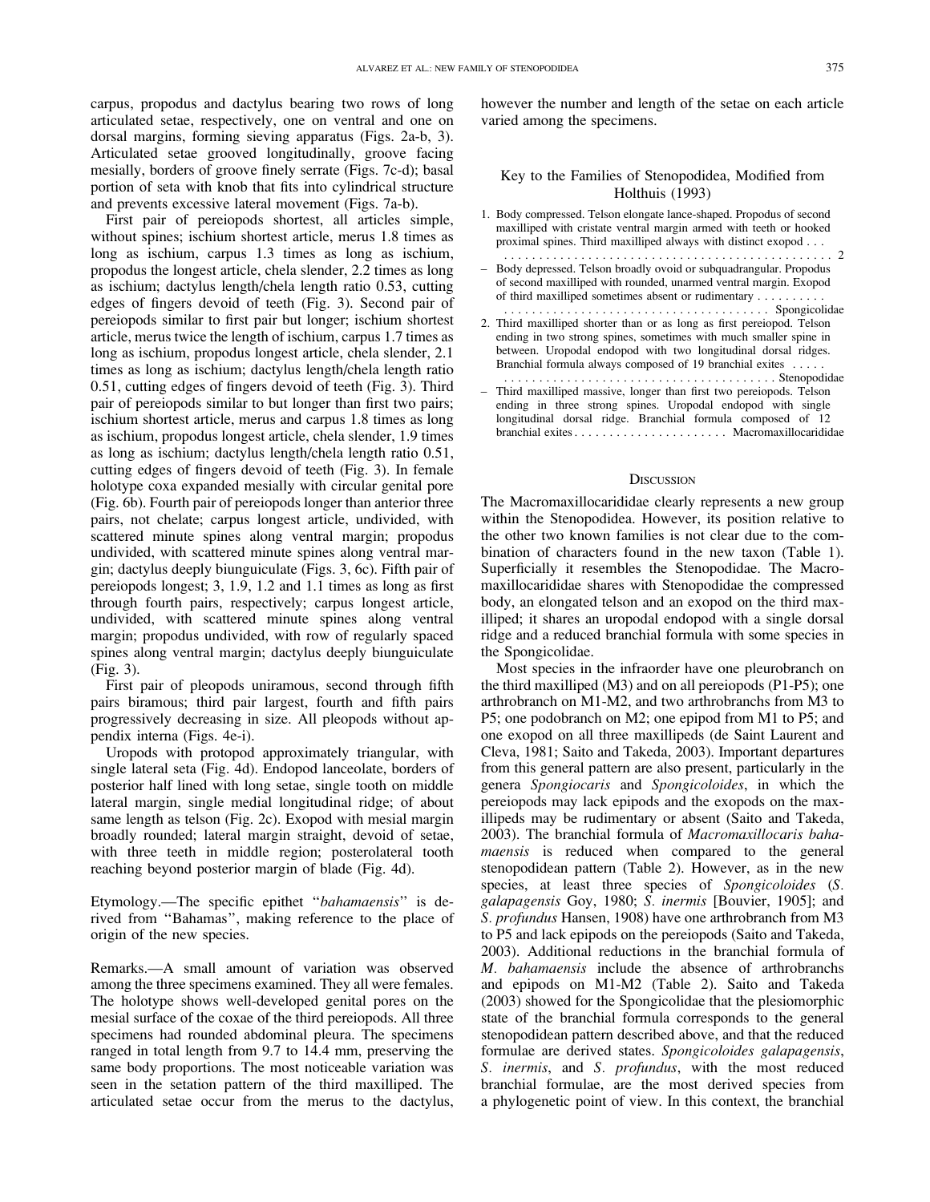carpus, propodus and dactylus bearing two rows of long articulated setae, respectively, one on ventral and one on dorsal margins, forming sieving apparatus (Figs. 2a-b, 3). Articulated setae grooved longitudinally, groove facing mesially, borders of groove finely serrate (Figs. 7c-d); basal portion of seta with knob that fits into cylindrical structure and prevents excessive lateral movement (Figs. 7a-b).

First pair of pereiopods shortest, all articles simple, without spines; ischium shortest article, merus 1.8 times as long as ischium, carpus 1.3 times as long as ischium, propodus the longest article, chela slender, 2.2 times as long as ischium; dactylus length/chela length ratio 0.53, cutting edges of fingers devoid of teeth (Fig. 3). Second pair of pereiopods similar to first pair but longer; ischium shortest article, merus twice the length of ischium, carpus 1.7 times as long as ischium, propodus longest article, chela slender, 2.1 times as long as ischium; dactylus length/chela length ratio 0.51, cutting edges of fingers devoid of teeth (Fig. 3). Third pair of pereiopods similar to but longer than first two pairs; ischium shortest article, merus and carpus 1.8 times as long as ischium, propodus longest article, chela slender, 1.9 times as long as ischium; dactylus length/chela length ratio 0.51, cutting edges of fingers devoid of teeth (Fig. 3). In female holotype coxa expanded mesially with circular genital pore (Fig. 6b). Fourth pair of pereiopods longer than anterior three pairs, not chelate; carpus longest article, undivided, with scattered minute spines along ventral margin; propodus undivided, with scattered minute spines along ventral margin; dactylus deeply biunguiculate (Figs. 3, 6c). Fifth pair of pereiopods longest; 3, 1.9, 1.2 and 1.1 times as long as first through fourth pairs, respectively; carpus longest article, undivided, with scattered minute spines along ventral margin; propodus undivided, with row of regularly spaced spines along ventral margin; dactylus deeply biunguiculate (Fig. 3).

First pair of pleopods uniramous, second through fifth pairs biramous; third pair largest, fourth and fifth pairs progressively decreasing in size. All pleopods without appendix interna (Figs. 4e-i).

Uropods with protopod approximately triangular, with single lateral seta (Fig. 4d). Endopod lanceolate, borders of posterior half lined with long setae, single tooth on middle lateral margin, single medial longitudinal ridge; of about same length as telson (Fig. 2c). Exopod with mesial margin broadly rounded; lateral margin straight, devoid of setae, with three teeth in middle region; posterolateral tooth reaching beyond posterior margin of blade (Fig. 4d).

Etymology.—The specific epithet "*bahamaensis*" is derived from "Bahamas", making reference to the place of origin of the new species.

Remarks.—A small amount of variation was observed among the three specimens examined. They all were females. The holotype shows well-developed genital pores on the mesial surface of the coxae of the third pereiopods. All three specimens had rounded abdominal pleura. The specimens ranged in total length from 9.7 to 14.4 mm, preserving the same body proportions. The most noticeable variation was seen in the setation pattern of the third maxilliped. The articulated setae occur from the merus to the dactylus, however the number and length of the setae on each article varied among the specimens.

## Key to the Families of Stenopodidea, Modified from Holthuis (1993)

1. Body compressed. Telson elongate lance-shaped. Propodus of second maxilliped with cristate ventral margin armed with teeth or hooked proximal spines. Third maxilliped always with distinct exopod . . . . . . . . . . . . 2
– Body depressed. Telson broadly ovoid or subquadrangular. Propodus of second maxilliped with rounded, unarmed ventral margin. Exopod of third maxilliped sometimes absent or rudimentary . . . . . . . . . . Spongicolidae
2. Third maxilliped shorter than or as long as first pereiopod. Telson ending in two strong spines, sometimes with much smaller spine in between. Uropodal endopod with two longitudinal dorsal ridges. Branchial formula always composed of 19 branchial exites . . . . . . . . . . Stenopodidae
– Third maxilliped massive, longer than first two pereiopods. Telson ending in three strong spines. Uropodal endopod with single longitudinal dorsal ridge. Branchial formula composed of 12 branchial exites . . . . . . . . . . Macromaxillocarididae

## Discussion

The Macromaxillocarididae clearly represents a new group within the Stenopodidea. However, its position relative to the other two known families is not clear due to the combination of characters found in the new taxon (Table 1). Superficially it resembles the Stenopodidae. The Macromaxillocarididae shares with Stenopodidae the compressed body, an elongated telson and an exopod on the third maxilliped; it shares an uropodal endopod with a single dorsal ridge and a reduced branchial formula with some species in the Spongicolidae.

Most species in the infraorder have one pleurobranch on the third maxilliped (M3) and on all pereiopods (P1-P5); one arthrobranch on M1-M2, and two arthrobranchs from M3 to P5; one podobranch on M2; one epipod from M1 to P5; and one exopod on all three maxillipeds (de Saint Laurent and Cleva, 1981; Saito and Takeda, 2003). Important departures from this general pattern are also present, particularly in the genera *Spongiocaris* and *Spongicoloides*, in which the pereiopods may lack epipods and the exopods on the maxillipeds may be rudimentary or absent (Saito and Takeda, 2003). The branchial formula of *Macromaxillocaris bahamaensis* is reduced when compared to the general stenopodidean pattern (Table 2). However, as in the new species, at least three species of *Spongicoloides* (*S. galapagensis* Goy, 1980; *S. inermis* [Bouvier, 1905]; and *S. profundus* Hansen, 1908) have one arthrobranch from M3 to P5 and lack epipods on the pereiopods (Saito and Takeda, 2003). Additional reductions in the branchial formula of *M. bahamaensis* include the absence of arthrobranchs and epipods on M1-M2 (Table 2). Saito and Takeda (2003) showed for the Spongicolidae that the plesiomorphic state of the branchial formula corresponds to the general stenopodidean pattern described above, and that the reduced formulae are derived states. *Spongicoloides galapagensis*, *S. inermis*, and *S. profundus*, with the most reduced branchial formulae, are the most derived species from a phylogenetic point of view. In this context, the branchial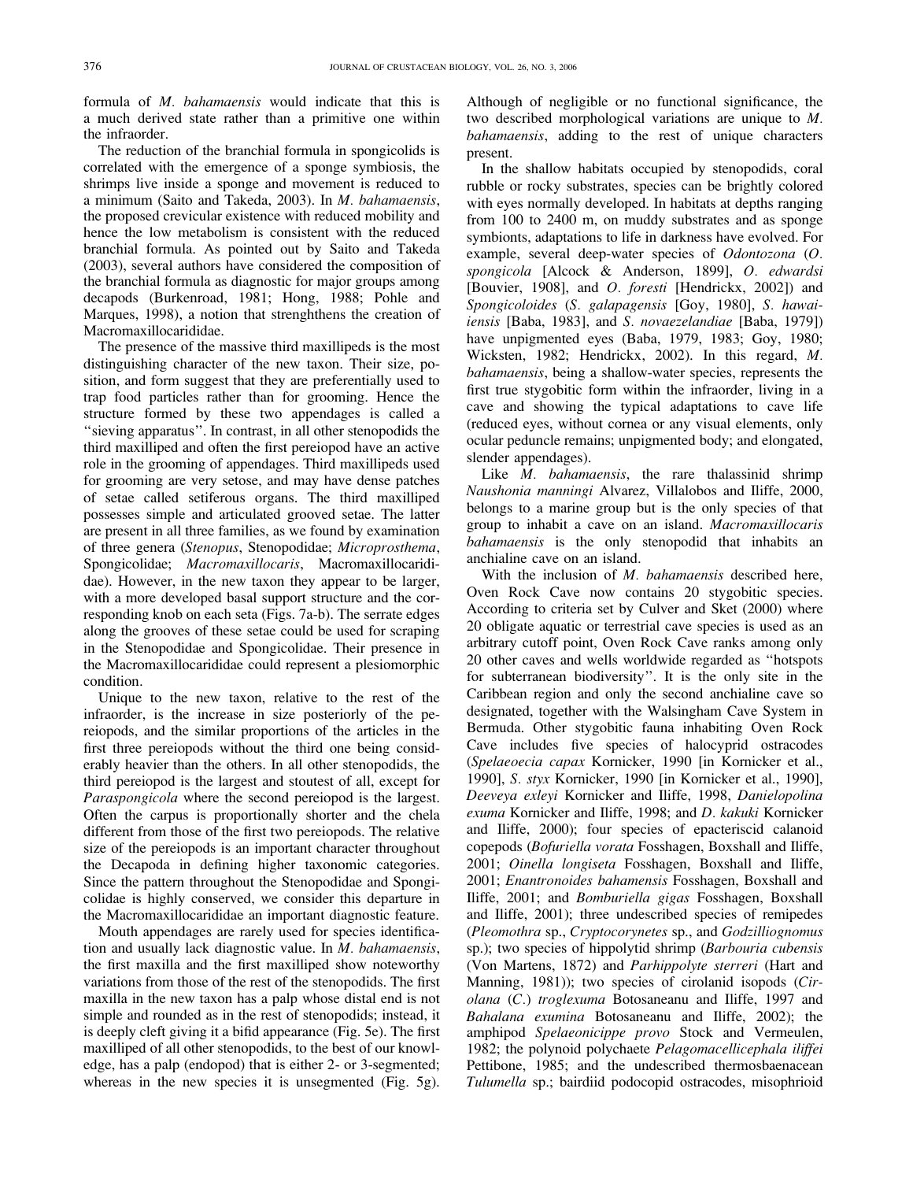formula of *M. bahamaensis* would indicate that this is a much derived state rather than a primitive one within the infraorder.

The reduction of the branchial formula in spongicolids is correlated with the emergence of a sponge symbiosis, the shrimps live inside a sponge and movement is reduced to a minimum (Saito and Takeda, 2003). In *M. bahamaensis*, the proposed crevicular existence with reduced mobility and hence the low metabolism is consistent with the reduced branchial formula. As pointed out by Saito and Takeda (2003), several authors have considered the composition of the branchial formula as diagnostic for major groups among decapods (Burkenroad, 1981; Hong, 1988; Pohle and Marques, 1998), a notion that strenghthens the creation of Macromaxillocarididae.

The presence of the massive third maxillipeds is the most distinguishing character of the new taxon. Their size, position, and form suggest that they are preferentially used to trap food particles rather than for grooming. Hence the structure formed by these two appendages is called a "sieving apparatus". In contrast, in all other stenopodids the third maxilliped and often the first pereiopod have an active role in the grooming of appendages. Third maxillipeds used for grooming are very setose, and may have dense patches of setae called setiferous organs. The third maxilliped possesses simple and articulated grooved setae. The latter are present in all three families, as we found by examination of three genera (*Stenopus*, Stenopodidae; *Microprosthema*, Spongicolidae; *Macromaxillocaris*, Macromaxillocarididae). However, in the new taxon they appear to be larger, with a more developed basal support structure and the corresponding knob on each seta (Figs. 7a-b). The serrate edges along the grooves of these setae could be used for scraping in the Stenopodidae and Spongicolidae. Their presence in the Macromaxillocarididae could represent a plesiomorphic condition.

Unique to the new taxon, relative to the rest of the infraorder, is the increase in size posteriorly of the pereiopods, and the similar proportions of the articles in the first three pereiopods without the third one being considerably heavier than the others. In all other stenopodids, the third pereiopod is the largest and stoutest of all, except for *Paraspongicola* where the second pereiopod is the largest. Often the carpus is proportionally shorter and the chela different from those of the first two pereiopods. The relative size of the pereiopods is an important character throughout the Decapoda in defining higher taxonomic categories. Since the pattern throughout the Stenopodidae and Spongicolidae is highly conserved, we consider this departure in the Macromaxillocarididae an important diagnostic feature.

Mouth appendages are rarely used for species identification and usually lack diagnostic value. In *M. bahamaensis*, the first maxilla and the first maxilliped show noteworthy variations from those of the rest of the stenopodids. The first maxilla in the new taxon has a palp whose distal end is not simple and rounded as in the rest of stenopodids; instead, it is deeply cleft giving it a bifid appearance (Fig. 5e). The first maxilliped of all other stenopodids, to the best of our knowledge, has a palp (endopod) that is either 2- or 3-segmented; whereas in the new species it is unsegmented (Fig. 5g). Although of negligible or no functional significance, the two described morphological variations are unique to *M. bahamaensis*, adding to the rest of unique characters present.

In the shallow habitats occupied by stenopodids, coral rubble or rocky substrates, species can be brightly colored with eyes normally developed. In habitats at depths ranging from 100 to 2400 m, on muddy substrates and as sponge symbionts, adaptations to life in darkness have evolved. For example, several deep-water species of *Odontozona* (*O. spongicola* [Alcock & Anderson, 1899], *O. edwardsi* [Bouvier, 1908], and *O. foresti* [Hendrickx, 2002]) and *Spongicoloides* (*S. galapagensis* [Goy, 1980], *S. hawaiiensis* [Baba, 1983], and *S. novaezelandiae* [Baba, 1979]) have unpigmented eyes (Baba, 1979, 1983; Goy, 1980; Wicksten, 1982; Hendrickx, 2002). In this regard, *M. bahamaensis*, being a shallow-water species, represents the first true stygobitic form within the infraorder, living in a cave and showing the typical adaptations to cave life (reduced eyes, without cornea or any visual elements, only ocular peduncle remains; unpigmented body; and elongated, slender appendages).

Like *M. bahamaensis*, the rare thalassinid shrimp *Naushonia manningi* Alvarez, Villalobos and Iliffe, 2000, belongs to a marine group but is the only species of that group to inhabit a cave on an island. *Macromaxillocaris bahamaensis* is the only stenopodid that inhabits an anchialine cave on an island.

With the inclusion of *M. bahamaensis* described here, Oven Rock Cave now contains 20 stygobitic species. According to criteria set by Culver and Sket (2000) where 20 obligate aquatic or terrestrial cave species is used as an arbitrary cutoff point, Oven Rock Cave ranks among only 20 other caves and wells worldwide regarded as "hotspots for subterranean biodiversity". It is the only site in the Caribbean region and only the second anchialine cave so designated, together with the Walsingham Cave System in Bermuda. Other stygobitic fauna inhabiting Oven Rock Cave includes five species of halocyprid ostracodes (*Spelaeoecia capax* Kornicker, 1990 [in Kornicker et al., 1990], *S. styx* Kornicker, 1990 [in Kornicker et al., 1990], *Deeveya exleyi* Kornicker and Iliffe, 1998, *Danielopolina exuma* Kornicker and Iliffe, 1998; and *D. kakuki* Kornicker and Iliffe, 2000); four species of epacteriscid calanoid copepods (*Bofuriella vorata* Fosshagen, Boxshall and Iliffe, 2001; *Oinella longiseta* Fosshagen, Boxshall and Iliffe, 2001; *Enantronoides bahamensis* Fosshagen, Boxshall and Iliffe, 2001; and *Bomburiella gigas* Fosshagen, Boxshall and Iliffe, 2001); three undescribed species of remipedes (*Pleomothra* sp., *Cryptocorynetes* sp., and *Godzilliognomus* sp.); two species of hippolytid shrimp (*Barbouria cubensis* (Von Martens, 1872) and *Parhippolyte sterreri* (Hart and Manning, 1981)); two species of cirolanid isopods (*Cirolana* (*C.*) *troglexuma* Botosaneanu and Iliffe, 1997 and *Bahalana exumina* Botosaneanu and Iliffe, 2002); the amphipod *Spelaeonicippe provo* Stock and Vermeulen, 1982; the polynoid polychaete *Pelagomacellicephala iliffei* Pettibone, 1985; and the undescribed thermosbaenacean *Tulumella* sp.; bairdiid podocopid ostracodes, misophrioid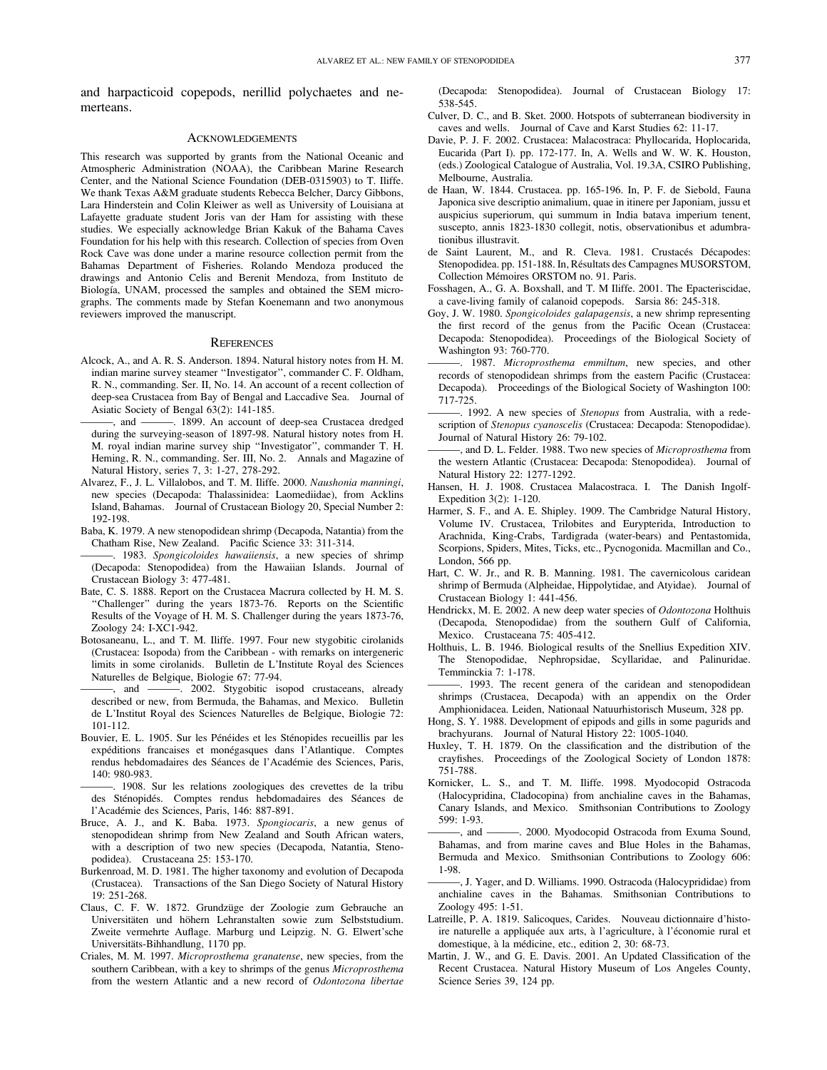and harpacticoid copepods, nerillid polychaetes and nemerteans.

## Acknowledgements

This research was supported by grants from the National Oceanic and Atmospheric Administration (NOAA), the Caribbean Marine Research Center, and the National Science Foundation (DEB-0315903) to T. Iliffe. We thank Texas A&M graduate students Rebecca Belcher, Darcy Gibbons, Lara Hinderstein and Colin Kleiwer as well as University of Louisiana at Lafayette graduate student Joris van der Ham for assisting with these studies. We especially acknowledge Brian Kakuk of the Bahama Caves Foundation for his help with this research. Collection of species from Oven Rock Cave was done under a marine resource collection permit from the Bahamas Department of Fisheries. Rolando Mendoza produced the drawings and Antonio Celis and Berenit Mendoza, from Instituto de Biología, UNAM, processed the samples and obtained the SEM micrographs. The comments made by Stefan Koenemann and two anonymous reviewers improved the manuscript.

## References

Alcock, A., and A. R. S. Anderson. 1894. Natural history notes from H. M. indian marine survey steamer "Investigator", commander C. F. Oldham, R. N., commanding. Ser. II, No. 14. An account of a recent collection of deep-sea Crustacea from Bay of Bengal and Laccadive Sea. Journal of Asiatic Society of Bengal 63(2): 141-185.

———, and ———. 1899. An account of deep-sea Crustacea dredged during the surveying-season of 1897-98. Natural history notes from H. M. royal indian marine survey ship "Investigator", commander T. H. Heming, R. N., commanding. Ser. III, No. 2. Annals and Magazine of Natural History, series 7, 3: 1-27, 278-292.

Alvarez, F., J. L. Villalobos, and T. M. Iliffe. 2000. *Naushonia manningi*, new species (Decapoda: Thalassinidea: Laomediidae), from Acklins Island, Bahamas. Journal of Crustacean Biology 20, Special Number 2: 192-198.

Baba, K. 1979. A new stenopodidean shrimp (Decapoda, Natantia) from the Chatham Rise, New Zealand. Pacific Science 33: 311-314.

———. 1983. *Spongicoloides hawaiiensis*, a new species of shrimp (Decapoda: Stenopodidea) from the Hawaiian Islands. Journal of Crustacean Biology 3: 477-481.

Bate, C. S. 1888. Report on the Crustacea Macrura collected by H. M. S. "Challenger" during the years 1873-76. Reports on the Scientific Results of the Voyage of H. M. S. Challenger during the years 1873-76, Zoology 24: I-XC1-942.

Botosaneanu, L., and T. M. Iliffe. 1997. Four new stygobitic cirolanids (Crustacea: Isopoda) from the Caribbean - with remarks on intergeneric limits in some cirolanids. Bulletin de L'Institute Royal des Sciences Naturelles de Belgique, Biologie 67: 77-94.

———, and ———. 2002. Stygobitic isopod crustaceans, already described or new, from Bermuda, the Bahamas, and Mexico. Bulletin de L'Institut Royal des Sciences Naturelles de Belgique, Biologie 72: 101-112.

Bouvier, E. L. 1905. Sur les Pénéides et les Sténopides recueillis par les expéditions francaises et monégasques dans l'Atlantique. Comptes rendus hebdomadaires des Séances de l'Académie des Sciences, Paris, 140: 980-983.

———. 1908. Sur les relations zoologiques des crevettes de la tribu des Sténopidés. Comptes rendus hebdomadaires des Séances de l'Académie des Sciences, Paris, 146: 887-891.

Bruce, A. J., and K. Baba. 1973. *Spongiocaris*, a new genus of stenopodidean shrimp from New Zealand and South African waters, with a description of two new species (Decapoda, Natantia, Stenopodidea). Crustaceana 25: 153-170.

Burkenroad, M. D. 1981. The higher taxonomy and evolution of Decapoda (Crustacea). Transactions of the San Diego Society of Natural History 19: 251-268.

Claus, C. F. W. 1872. Grundzüge der Zoologie zum Gebrauche an Universitäten und höhern Lehranstalten sowie zum Selbststudium. Zweite vermehrte Auflage. Marburg und Leipzig. N. G. Elwert'sche Universitäts-Bihhandlung, 1170 pp.

Criales, M. M. 1997. *Microprosthema granatense*, new species, from the southern Caribbean, with a key to shrimps of the genus *Microprosthema* from the western Atlantic and a new record of *Odontozona libertae* (Decapoda: Stenopodidea). Journal of Crustacean Biology 17: 538-545.

Culver, D. C., and B. Sket. 2000. Hotspots of subterranean biodiversity in caves and wells. Journal of Cave and Karst Studies 62: 11-17.

Davie, P. J. F. 2002. Crustacea: Malacostraca: Phyllocarida, Hoplocarida, Eucarida (Part I). pp. 172-177. In, A. Wells and W. W. K. Houston, (eds.) Zoological Catalogue of Australia, Vol. 19.3A, CSIRO Publishing, Melbourne, Australia.

de Haan, W. 1844. Crustacea. pp. 165-196. In, P. F. de Siebold, Fauna Japonica sive descriptio animalium, quae in itinere per Japoniam, jussu et auspicius superiorum, qui summum in India batava imperium tenent, suscepto, annis 1823-1830 collegit, notis, observationibus et adumbrationibus illustravit.

de Saint Laurent, M., and R. Cleva. 1981. Crustacés Décapodes: Stenopodidea. pp. 151-188. In, Résultats des Campagnes MUSORSTOM, Collection Mémoires ORSTOM no. 91. Paris.

Fosshagen, A., G. A. Boxshall, and T. M Iliffe. 2001. The Epacteriscidae, a cave-living family of calanoid copepods. Sarsia 86: 245-318.

Goy, J. W. 1980. *Spongicoloides galapagensis*, a new shrimp representing the first record of the genus from the Pacific Ocean (Crustacea: Decapoda: Stenopodidea). Proceedings of the Biological Society of Washington 93: 760-770.

———. 1987. *Microprosthema emmiltum*, new species, and other records of stenopodidean shrimps from the eastern Pacific (Crustacea: Decapoda). Proceedings of the Biological Society of Washington 100: 717-725.

———. 1992. A new species of *Stenopus* from Australia, with a redescription of *Stenopus cyanoscelis* (Crustacea: Decapoda: Stenopodidae). Journal of Natural History 26: 79-102.

———, and D. L. Felder. 1988. Two new species of *Microprosthema* from the western Atlantic (Crustacea: Decapoda: Stenopodidea). Journal of Natural History 22: 1277-1292.

Hansen, H. J. 1908. Crustacea Malacostraca. I. The Danish Ingolf-Expedition 3(2): 1-120.

Harmer, S. F., and A. E. Shipley. 1909. The Cambridge Natural History, Volume IV. Crustacea, Trilobites and Eurypterida, Introduction to Arachnida, King-Crabs, Tardigrada (water-bears) and Pentastomida, Scorpions, Spiders, Mites, Ticks, etc., Pycnogonida. Macmillan and Co., London, 566 pp.

Hart, C. W. Jr., and R. B. Manning. 1981. The cavernicolous caridean shrimp of Bermuda (Alpheidae, Hippolytidae, and Atyidae). Journal of Crustacean Biology 1: 441-456.

Hendrickx, M. E. 2002. A new deep water species of *Odontozona* Holthuis (Decapoda, Stenopodidae) from the southern Gulf of California, Mexico. Crustaceana 75: 405-412.

Holthuis, L. B. 1946. Biological results of the Snellius Expedition XIV. The Stenopodidae, Nephropsidae, Scyllaridae, and Palinuridae. Temminckia 7: 1-178.

———. 1993. The recent genera of the caridean and stenopodidean shrimps (Crustacea, Decapoda) with an appendix on the Order Amphionidacea. Leiden, Nationaal Natuurhistorisch Museum, 328 pp.

Hong, S. Y. 1988. Development of epipods and gills in some pagurids and brachyurans. Journal of Natural History 22: 1005-1040.

Huxley, T. H. 1879. On the classification and the distribution of the crayfishes. Proceedings of the Zoological Society of London 1878: 751-788.

Kornicker, L. S., and T. M. Iliffe. 1998. Myodocopid Ostracoda (Halocypridina, Cladocopina) from anchialine caves in the Bahamas, Canary Islands, and Mexico. Smithsonian Contributions to Zoology 599: 1-93.

———, and ———. 2000. Myodocopid Ostracoda from Exuma Sound, Bahamas, and from marine caves and Blue Holes in the Bahamas, Bermuda and Mexico. Smithsonian Contributions to Zoology 606: 1-98.

———, J. Yager, and D. Williams. 1990. Ostracoda (Halocyprididae) from anchialine caves in the Bahamas. Smithsonian Contributions to Zoology 495: 1-51.

Latreille, P. A. 1819. Salicoques, Carides. Nouveau dictionnaire d'histoire naturelle a appliquée aux arts, à l'agriculture, à l'économie rural et domestique, à la médicine, etc., edition 2, 30: 68-73.

Martin, J. W., and G. E. Davis. 2001. An Updated Classification of the Recent Crustacea. Natural History Museum of Los Angeles County, Science Series 39, 124 pp.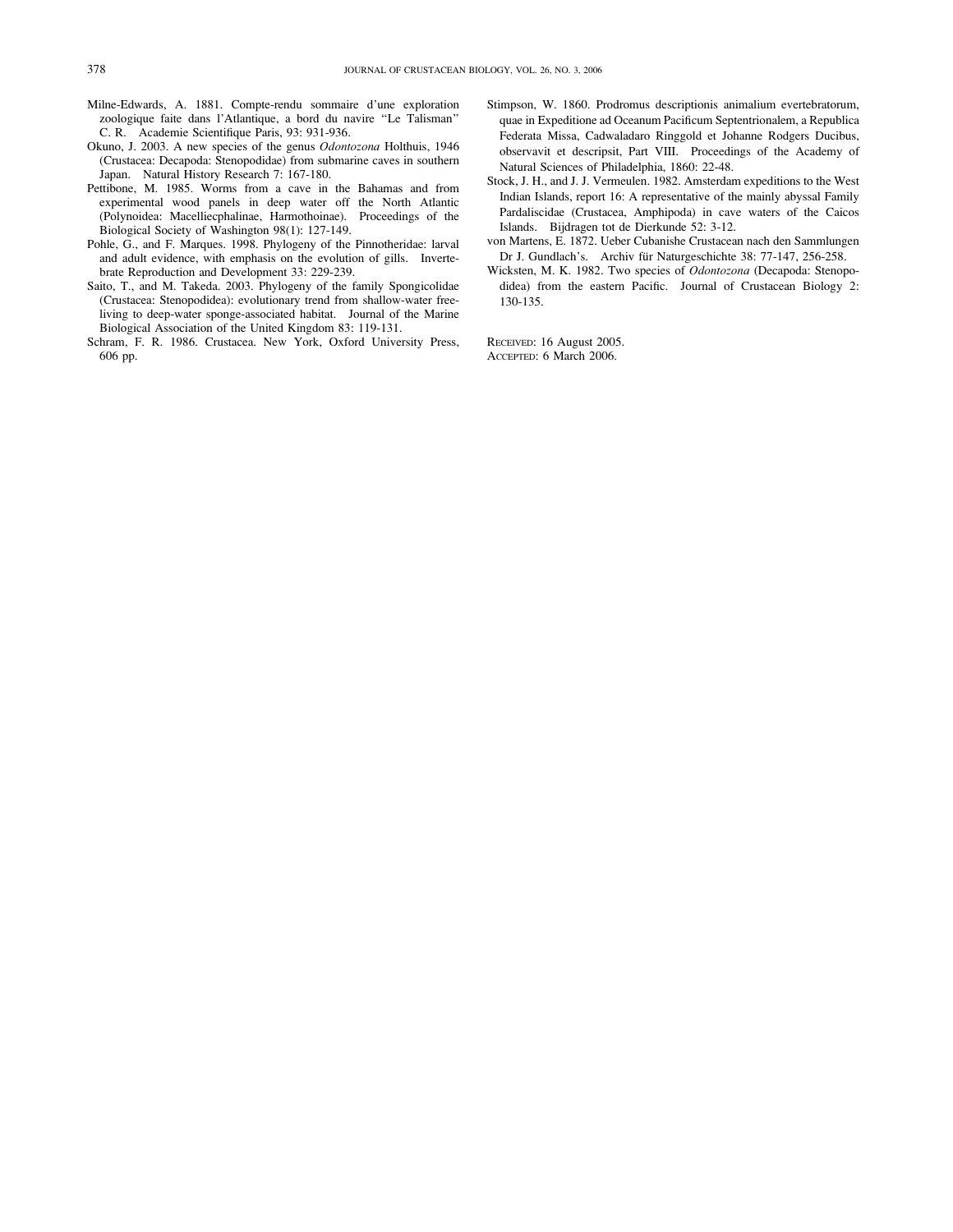Milne-Edwards, A. 1881. Compte-rendu sommaire d'une exploration zoologique faite dans l'Atlantique, a bord du navire "Le Talisman" C. R. Academie Scientifique Paris, 93: 931-936.

Okuno, J. 2003. A new species of the genus *Odontozona* Holthuis, 1946 (Crustacea: Decapoda: Stenopodidae) from submarine caves in southern Japan. Natural History Research 7: 167-180.

Pettibone, M. 1985. Worms from a cave in the Bahamas and from experimental wood panels in deep water off the North Atlantic (Polynoidea: Macelliecphalinae, Harmothoinae). Proceedings of the Biological Society of Washington 98(1): 127-149.

Pohle, G., and F. Marques. 1998. Phylogeny of the Pinnotheridae: larval and adult evidence, with emphasis on the evolution of gills. Invertebrate Reproduction and Development 33: 229-239.

Saito, T., and M. Takeda. 2003. Phylogeny of the family Spongicolidae (Crustacea: Stenopodidea): evolutionary trend from shallow-water free-living to deep-water sponge-associated habitat. Journal of the Marine Biological Association of the United Kingdom 83: 119-131.

Schram, F. R. 1986. Crustacea. New York, Oxford University Press, 606 pp.

Stimpson, W. 1860. Prodromus descriptionis animalium evertebratorum, quae in Expeditione ad Oceanum Pacificum Septentrionalem, a Republica Federata Missa, Cadwaladaro Ringgold et Johanne Rodgers Ducibus, observavit et descripsit, Part VIII. Proceedings of the Academy of Natural Sciences of Philadelphia, 1860: 22-48.

Stock, J. H., and J. J. Vermeulen. 1982. Amsterdam expeditions to the West Indian Islands, report 16: A representative of the mainly abyssal Family Pardaliscidae (Crustacea, Amphipoda) in cave waters of the Caicos Islands. Bijdragen tot de Dierkunde 52: 3-12.

von Martens, E. 1872. Ueber Cubanishe Crustacean nach den Sammlungen Dr J. Gundlach's. Archiv für Naturgeschichte 38: 77-147, 256-258.

Wicksten, M. K. 1982. Two species of *Odontozona* (Decapoda: Stenopodidea) from the eastern Pacific. Journal of Crustacean Biology 2: 130-135.

RECEIVED: 16 August 2005.
ACCEPTED: 6 March 2006.